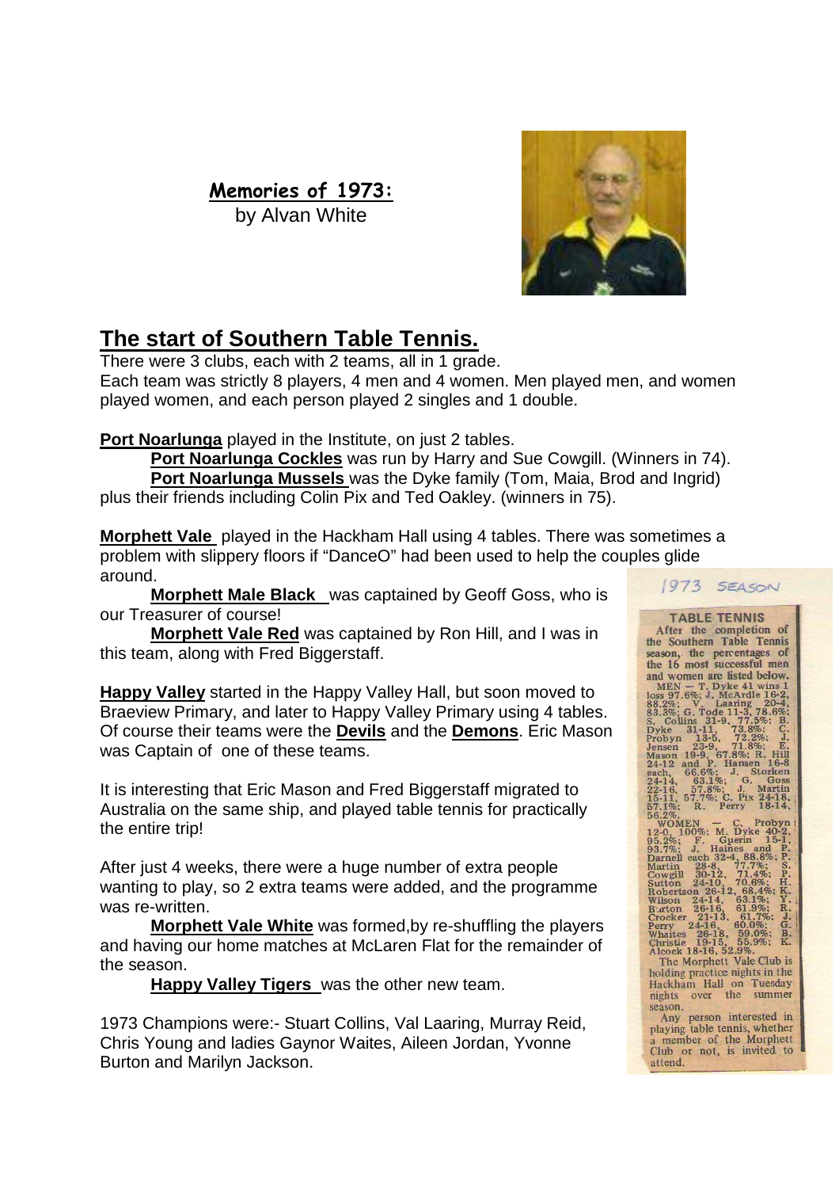**Memories of 1973:**

by Alvan White

## The start of Southern Table Tennis.

There were 3 clubs, each with 2 teams, all in 1 grade.
Each team was strictly 8 players, 4 men and 4 women. Men played men, and women played women, and each person played 2 singles and 1 double.

**Port Noarlunga** played in the Institute, on just 2 tables.

**Port Noarlunga Cockles** was run by Harry and Sue Cowgill. (Winners in 74).

**Port Noarlunga Mussels** was the Dyke family (Tom, Maia, Brod and Ingrid) plus their friends including Colin Pix and Ted Oakley. (winners in 75).

**Morphett Vale** played in the Hackham Hall using 4 tables. There was sometimes a problem with slippery floors if "DanceO" had been used to help the couples glide around.

**Morphett Male Black** was captained by Geoff Goss, who is our Treasurer of course!

**Morphett Vale Red** was captained by Ron Hill, and I was in this team, along with Fred Biggerstaff.

**Happy Valley** started in the Happy Valley Hall, but soon moved to Braeview Primary, and later to Happy Valley Primary using 4 tables. Of course their teams were the **Devils** and the **Demons**. Eric Mason was Captain of one of these teams.

It is interesting that Eric Mason and Fred Biggerstaff migrated to Australia on the same ship, and played table tennis for practically the entire trip!

After just 4 weeks, there were a huge number of extra people wanting to play, so 2 extra teams were added, and the programme was re-written.

**Morphett Vale White** was formed,by re-shuffling the players and having our home matches at McLaren Flat for the remainder of the season.

**Happy Valley Tigers** was the other new team.

1973 Champions were:- Stuart Collins, Val Laaring, Murray Reid, Chris Young and ladies Gaynor Waites, Aileen Jordan, Yvonne Burton and Marilyn Jackson.

1973 SEASON

**TABLE TENNIS**

After the completion of the Southern Table Tennis season, the percentages of the 16 most successful men and women are listed below.

MEN — T. Dyke 41 wins 1 loss 97.6%; J. McArdle 16-2, 88.2%; V. Laaring 20-4, 83.3%; G. Tode 11-3, 78.6%; S. Collins 31-9, 77.5%; B. Dyke 31-11, 73.8%; C. Probyn 13-5, 72.2%; J. Jensen 23-9, 71.8%; E. Mason 19-9, 67.8%; R. Hill 24-12 and P. Hansen 16-8 each, 66.6%; J. Storken 24-14, 63.1%; G. Goss 22-16, 57.8%; J. Martin 15-11, 57.7%; C. Pix 24-18, 57.1%; R. Perry 18-14, 56.2%.

WOMEN — C. Probyn 12-0, 100%; M. Dyke 40-2, 95.2%; F. Guerin 15-1, 93.7%; J. Haines and P. Darnell each 32-4, 88.8%; P. Martin 28-8, 77.7%; S. Cowgill 30-12, 71.4%; P. Sutton 24-10, 70.6%; H. Robertson 26-12, 68.4%; K. Wilson 24-14, 63.1%; Y. Burton 26-16, 61.9%; R. Crocker 21-13, 61.7%; J. Perry 24-16, 60.0%; G. Whaites 26-18, 59.0%; B. Christie 19-15, 55.9%; K. Alcock 18-16, 52.9%.

The Morphett Vale Club is holding practice nights in the Hackham Hall on Tuesday nights over the summer season.

Any person interested in playing table tennis, whether a member of the Morphett Club or not, is invited to attend.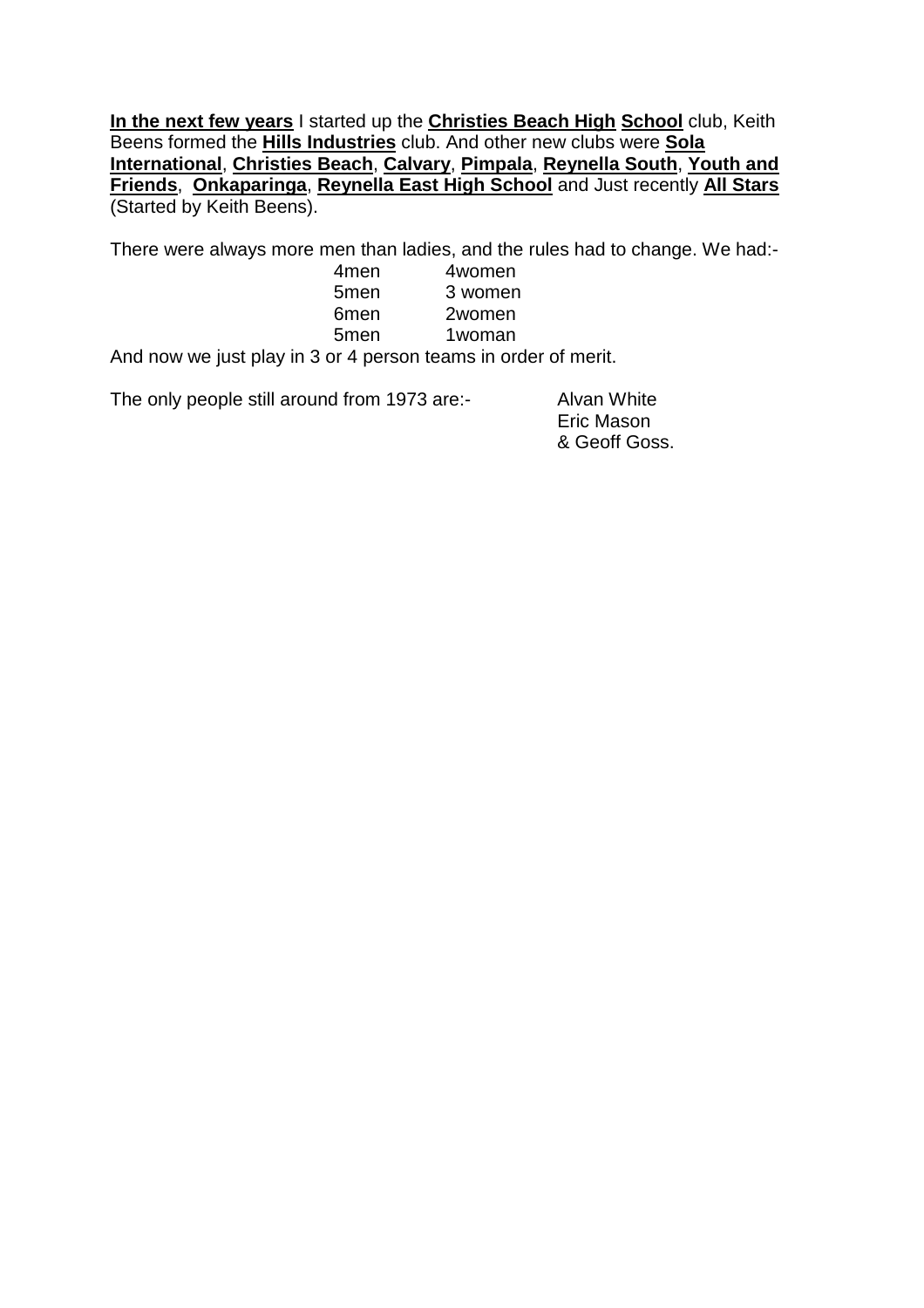**In the next few years** I started up the **Christies Beach High School** club, Keith Beens formed the **Hills Industries** club. And other new clubs were **Sola International**, **Christies Beach**, **Calvary**, **Pimpala**, **Reynella South**, **Youth and Friends**, **Onkaparinga**, **Reynella East High School** and Just recently **All Stars** (Started by Keith Beens).

There were always more men than ladies, and the rules had to change. We had:-

| | |
|---|---|
| 4men | 4women |
| 5men | 3 women |
| 6men | 2women |
| 5men | 1woman |

And now we just play in 3 or 4 person teams in order of merit.

The only people still around from 1973 are:-

Alvan White
Eric Mason
& Geoff Goss.